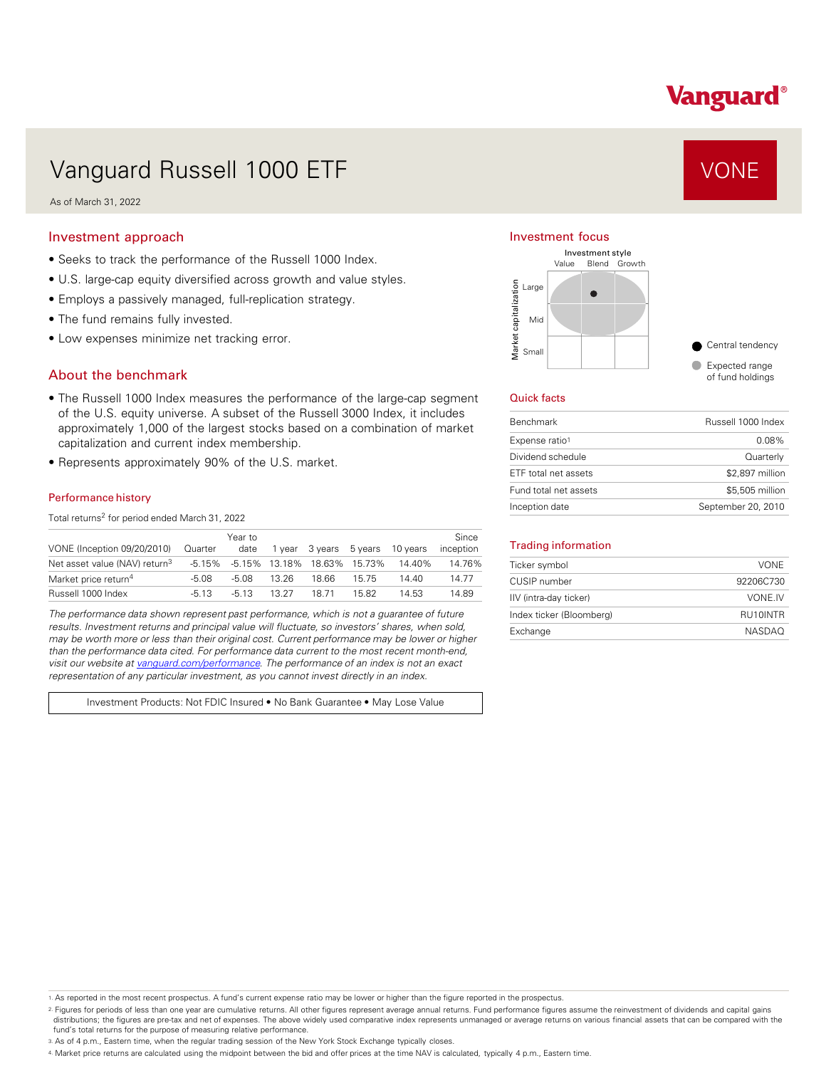Vanguard®

# Vanguard Russell 1000 ETF

**VONE**

As of March 31, 2022

## Investment approach

- Seeks to track the performance of the Russell 1000 Index.
- U.S. large-cap equity diversified across growth and value styles.
- Employs a passively managed, full-replication strategy.
- The fund remains fully invested.
- Low expenses minimize net tracking error.

## About the benchmark

- The Russell 1000 Index measures the performance of the large-cap segment of the U.S. equity universe. A subset of the Russell 3000 Index, it includes approximately 1,000 of the largest stocks based on a combination of market capitalization and current index membership.
- Represents approximately 90% of the U.S. market.

### Performance history

Total returns[2] for period ended March 31, 2022

| VONE (Inception 09/20/2010) | Quarter | Year to date | 1 year | 3 years | 5 years | 10 years | Since inception |
|---|---|---|---|---|---|---|---|
| Net asset value (NAV) return[3] | -5.15% | -5.15% | 13.18% | 18.63% | 15.73% | 14.40% | 14.76% |
| Market price return[4] | -5.08 | -5.08 | 13.26 | 18.66 | 15.75 | 14.40 | 14.77 |
| Russell 1000 Index | -5.13 | -5.13 | 13.27 | 18.71 | 15.82 | 14.53 | 14.89 |

*The performance data shown represent past performance, which is not a guarantee of future results. Investment returns and principal value will fluctuate, so investors' shares, when sold, may be worth more or less than their original cost. Current performance may be lower or higher than the performance data cited. For performance data current to the most recent month-end, visit our website at vanguard.com/performance. The performance of an index is not an exact representation of any particular investment, as you cannot invest directly in an index.*

Investment Products: Not FDIC Insured • No Bank Guarantee • May Lose Value

## Investment focus

Investment style: Value, Blend, Growth

Market capitalization: Large, Mid, Small

- Central tendency
- Expected range of fund holdings

## Quick facts

| | |
|---|---|
| Benchmark | Russell 1000 Index |
| Expense ratio[1] | 0.08% |
| Dividend schedule | Quarterly |
| ETF total net assets | $2,897 million |
| Fund total net assets | $5,505 million |
| Inception date | September 20, 2010 |

## Trading information

| | |
|---|---|
| Ticker symbol | VONE |
| CUSIP number | 92206C730 |
| IIV (intra-day ticker) | VONE.IV |
| Index ticker (Bloomberg) | RU10INTR |
| Exchange | NASDAQ |

1. As reported in the most recent prospectus. A fund's current expense ratio may be lower or higher than the figure reported in the prospectus.
2. Figures for periods of less than one year are cumulative returns. All other figures represent average annual returns. Fund performance figures assume the reinvestment of dividends and capital gains distributions; the figures are pre-tax and net of expenses. The above widely used comparative index represents unmanaged or average returns on various financial assets that can be compared with the fund's total returns for the purpose of measuring relative performance.
3. As of 4 p.m., Eastern time, when the regular trading session of the New York Stock Exchange typically closes.
4. Market price returns are calculated using the midpoint between the bid and offer prices at the time NAV is calculated, typically 4 p.m., Eastern time.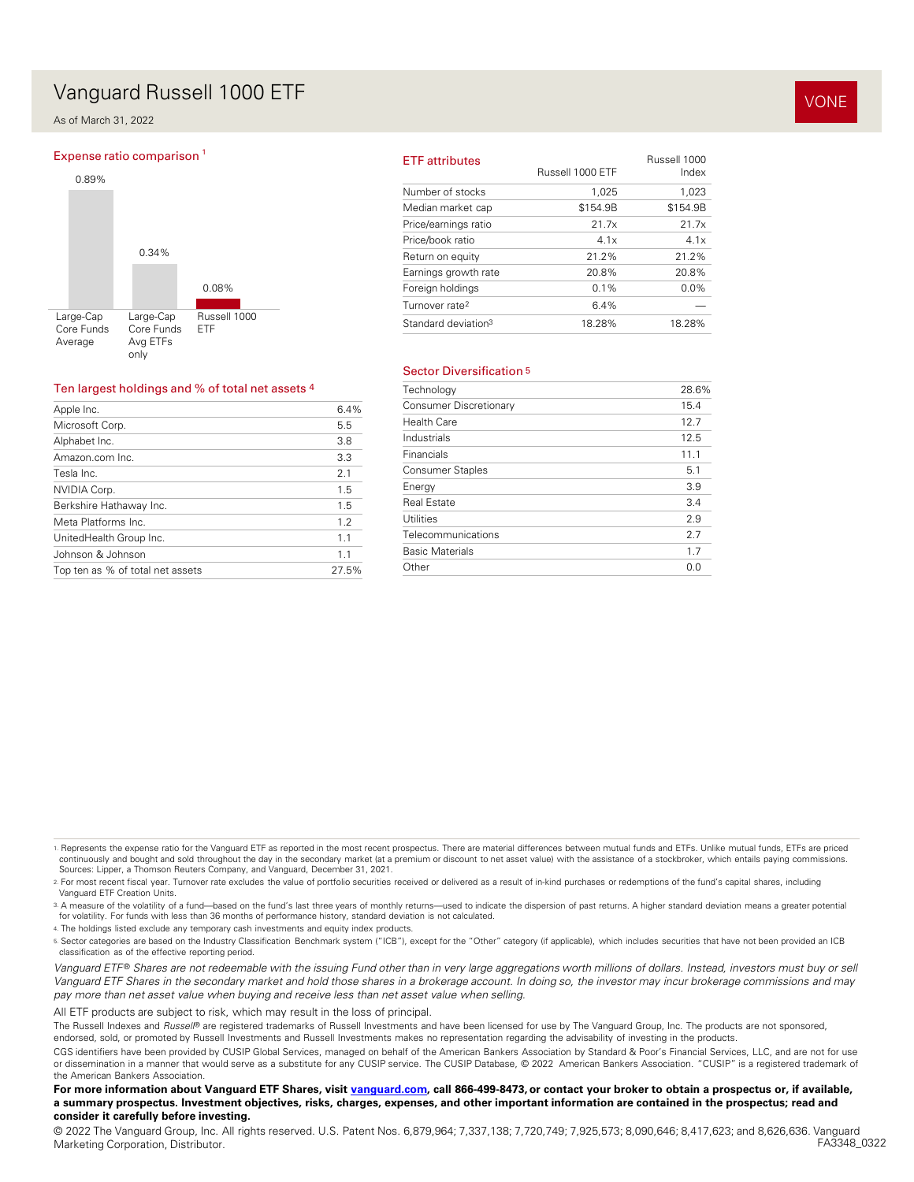# Vanguard Russell 1000 ETF

As of March 31, 2022

VONE

## Expense ratio comparison [1]

0.89%
0.34%
0.08%
Large-Cap Core Funds Average
Large-Cap Core Funds Avg ETFs only
Russell 1000 ETF

## ETF attributes

| | Russell 1000 ETF | Russell 1000 Index |
|---|---|---|
| Number of stocks | 1,025 | 1,023 |
| Median market cap | $154.9B | $154.9B |
| Price/earnings ratio | 21.7x | 21.7x |
| Price/book ratio | 4.1x | 4.1x |
| Return on equity | 21.2% | 21.2% |
| Earnings growth rate | 20.8% | 20.8% |
| Foreign holdings | 0.1% | 0.0% |
| Turnover rate[2] | 6.4% | — |
| Standard deviation[3] | 18.28% | 18.28% |

## Ten largest holdings and % of total net assets [4]

| | |
|---|---|
| Apple Inc. | 6.4% |
| Microsoft Corp. | 5.5 |
| Alphabet Inc. | 3.8 |
| Amazon.com Inc. | 3.3 |
| Tesla Inc. | 2.1 |
| NVIDIA Corp. | 1.5 |
| Berkshire Hathaway Inc. | 1.5 |
| Meta Platforms Inc. | 1.2 |
| UnitedHealth Group Inc. | 1.1 |
| Johnson & Johnson | 1.1 |
| Top ten as % of total net assets | 27.5% |

## Sector Diversification [5]

| | |
|---|---|
| Technology | 28.6% |
| Consumer Discretionary | 15.4 |
| Health Care | 12.7 |
| Industrials | 12.5 |
| Financials | 11.1 |
| Consumer Staples | 5.1 |
| Energy | 3.9 |
| Real Estate | 3.4 |
| Utilities | 2.9 |
| Telecommunications | 2.7 |
| Basic Materials | 1.7 |
| Other | 0.0 |

1. Represents the expense ratio for the Vanguard ETF as reported in the most recent prospectus. There are material differences between mutual funds and ETFs. Unlike mutual funds, ETFs are priced continuously and bought and sold throughout the day in the secondary market (at a premium or discount to net asset value) with the assistance of a stockbroker, which entails paying commissions. Sources: Lipper, a Thomson Reuters Company, and Vanguard, December 31, 2021.

2. For most recent fiscal year. Turnover rate excludes the value of portfolio securities received or delivered as a result of in-kind purchases or redemptions of the fund's capital shares, including Vanguard ETF Creation Units.

3. A measure of the volatility of a fund—based on the fund's last three years of monthly returns—used to indicate the dispersion of past returns. A higher standard deviation means a greater potential for volatility. For funds with less than 36 months of performance history, standard deviation is not calculated.

4. The holdings listed exclude any temporary cash investments and equity index products.

5. Sector categories are based on the Industry Classification Benchmark system ("ICB"), except for the "Other" category (if applicable), which includes securities that have not been provided an ICB classification as of the effective reporting period.

*Vanguard ETF® Shares are not redeemable with the issuing Fund other than in very large aggregations worth millions of dollars. Instead, investors must buy or sell Vanguard ETF Shares in the secondary market and hold those shares in a brokerage account. In doing so, the investor may incur brokerage commissions and may pay more than net asset value when buying and receive less than net asset value when selling.*

All ETF products are subject to risk, which may result in the loss of principal.

The Russell Indexes and *Russell®* are registered trademarks of Russell Investments and have been licensed for use by The Vanguard Group, Inc. The products are not sponsored, endorsed, sold, or promoted by Russell Investments and Russell Investments makes no representation regarding the advisability of investing in the products.

CGS identifiers have been provided by CUSIP Global Services, managed on behalf of the American Bankers Association by Standard & Poor's Financial Services, LLC, and are not for use or dissemination in a manner that would serve as a substitute for any CUSIP service. The CUSIP Database, © 2022 American Bankers Association. "CUSIP" is a registered trademark of the American Bankers Association.

**For more information about Vanguard ETF Shares, visit vanguard.com, call 866-499-8473, or contact your broker to obtain a prospectus or, if available, a summary prospectus. Investment objectives, risks, charges, expenses, and other important information are contained in the prospectus; read and consider it carefully before investing.**

© 2022 The Vanguard Group, Inc. All rights reserved. U.S. Patent Nos. 6,879,964; 7,337,138; 7,720,749; 7,925,573; 8,090,646; 8,417,623; and 8,626,636. Vanguard Marketing Corporation, Distributor.

FA3348_0322